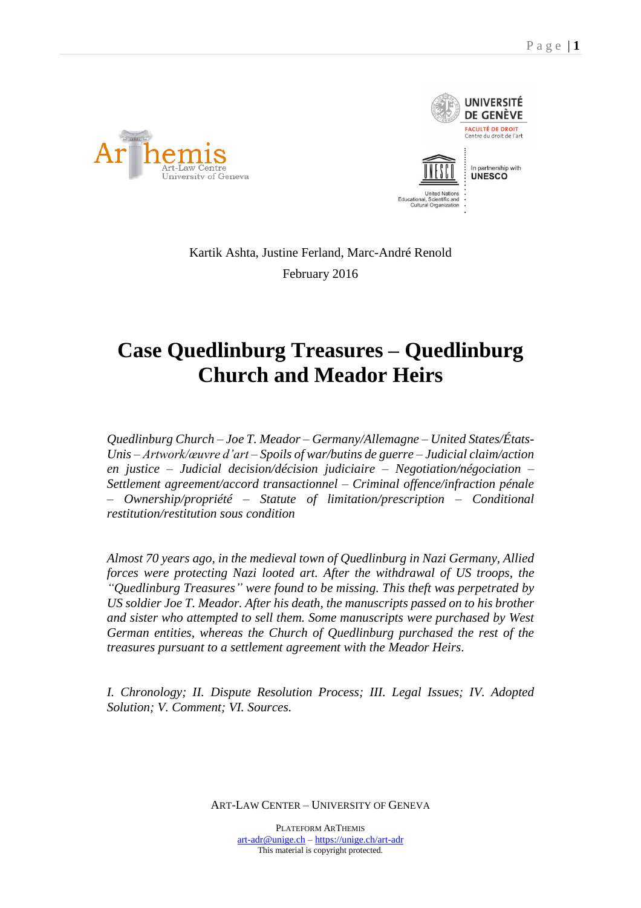Kartik Ashta, Justine Ferland, Marc-André Renold

February 2016

# Case Quedlinburg Treasures – Quedlinburg Church and Meador Heirs

*Quedlinburg Church – Joe T. Meador – Germany/Allemagne – United States/États-Unis – Artwork/œuvre d'art – Spoils of war/butins de guerre – Judicial claim/action en justice – Judicial decision/décision judiciaire – Negotiation/négociation – Settlement agreement/accord transactionnel – Criminal offence/infraction pénale – Ownership/propriété – Statute of limitation/prescription – Conditional restitution/restitution sous condition*

*Almost 70 years ago, in the medieval town of Quedlinburg in Nazi Germany, Allied forces were protecting Nazi looted art. After the withdrawal of US troops, the "Quedlinburg Treasures" were found to be missing. This theft was perpetrated by US soldier Joe T. Meador. After his death, the manuscripts passed on to his brother and sister who attempted to sell them. Some manuscripts were purchased by West German entities, whereas the Church of Quedlinburg purchased the rest of the treasures pursuant to a settlement agreement with the Meador Heirs.*

*I. Chronology; II. Dispute Resolution Process; III. Legal Issues; IV. Adopted Solution; V. Comment; VI. Sources.*

ART-LAW CENTER – UNIVERSITY OF GENEVA

PLATEFORM ARTHEMIS
art-adr@unige.ch – https://unige.ch/art-adr
This material is copyright protected.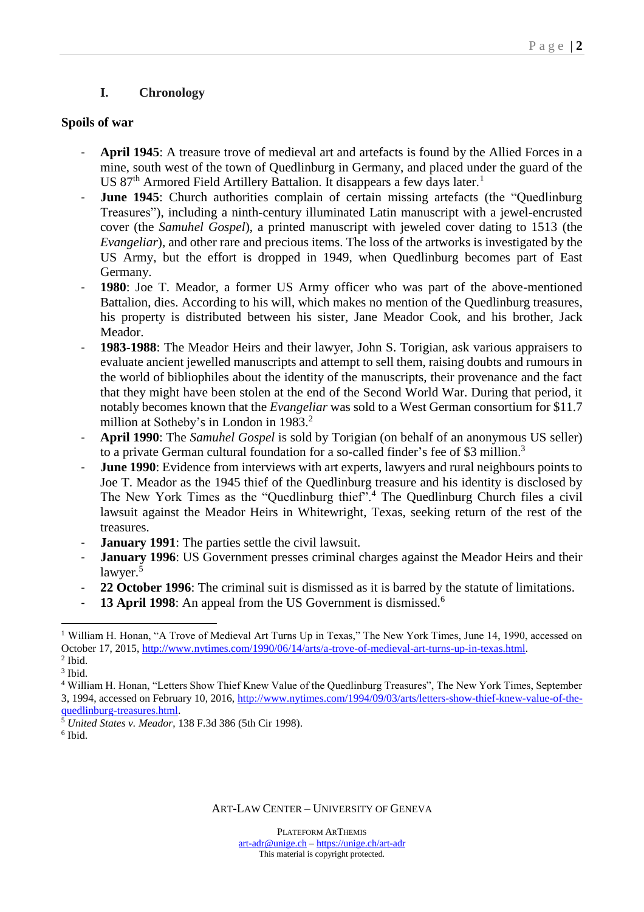## I. Chronology

**Spoils of war**

- **April 1945**: A treasure trove of medieval art and artefacts is found by the Allied Forces in a mine, south west of the town of Quedlinburg in Germany, and placed under the guard of the US 87th Armored Field Artillery Battalion. It disappears a few days later.[1]
- **June 1945**: Church authorities complain of certain missing artefacts (the "Quedlinburg Treasures"), including a ninth-century illuminated Latin manuscript with a jewel-encrusted cover (the *Samuhel Gospel*), a printed manuscript with jeweled cover dating to 1513 (the *Evangeliar*), and other rare and precious items. The loss of the artworks is investigated by the US Army, but the effort is dropped in 1949, when Quedlinburg becomes part of East Germany.
- **1980**: Joe T. Meador, a former US Army officer who was part of the above-mentioned Battalion, dies. According to his will, which makes no mention of the Quedlinburg treasures, his property is distributed between his sister, Jane Meador Cook, and his brother, Jack Meador.
- **1983-1988**: The Meador Heirs and their lawyer, John S. Torigian, ask various appraisers to evaluate ancient jewelled manuscripts and attempt to sell them, raising doubts and rumours in the world of bibliophiles about the identity of the manuscripts, their provenance and the fact that they might have been stolen at the end of the Second World War. During that period, it notably becomes known that the *Evangeliar* was sold to a West German consortium for $11.7 million at Sotheby's in London in 1983.[2]
- **April 1990**: The *Samuhel Gospel* is sold by Torigian (on behalf of an anonymous US seller) to a private German cultural foundation for a so-called finder's fee of $3 million.[3]
- **June 1990**: Evidence from interviews with art experts, lawyers and rural neighbours points to Joe T. Meador as the 1945 thief of the Quedlinburg treasure and his identity is disclosed by The New York Times as the "Quedlinburg thief".[4] The Quedlinburg Church files a civil lawsuit against the Meador Heirs in Whitewright, Texas, seeking return of the rest of the treasures.
- **January 1991**: The parties settle the civil lawsuit.
- **January 1996**: US Government presses criminal charges against the Meador Heirs and their lawyer.[5]
- **22 October 1996**: The criminal suit is dismissed as it is barred by the statute of limitations.
- **13 April 1998**: An appeal from the US Government is dismissed.[6]

---

[1] William H. Honan, "A Trove of Medieval Art Turns Up in Texas," The New York Times, June 14, 1990, accessed on October 17, 2015, http://www.nytimes.com/1990/06/14/arts/a-trove-of-medieval-art-turns-up-in-texas.html.

[2] Ibid.

[3] Ibid.

[4] William H. Honan, "Letters Show Thief Knew Value of the Quedlinburg Treasures", The New York Times, September 3, 1994, accessed on February 10, 2016, http://www.nytimes.com/1994/09/03/arts/letters-show-thief-knew-value-of-the-quedlinburg-treasures.html.

[5] *United States v. Meador*, 138 F.3d 386 (5th Cir 1998).

[6] Ibid.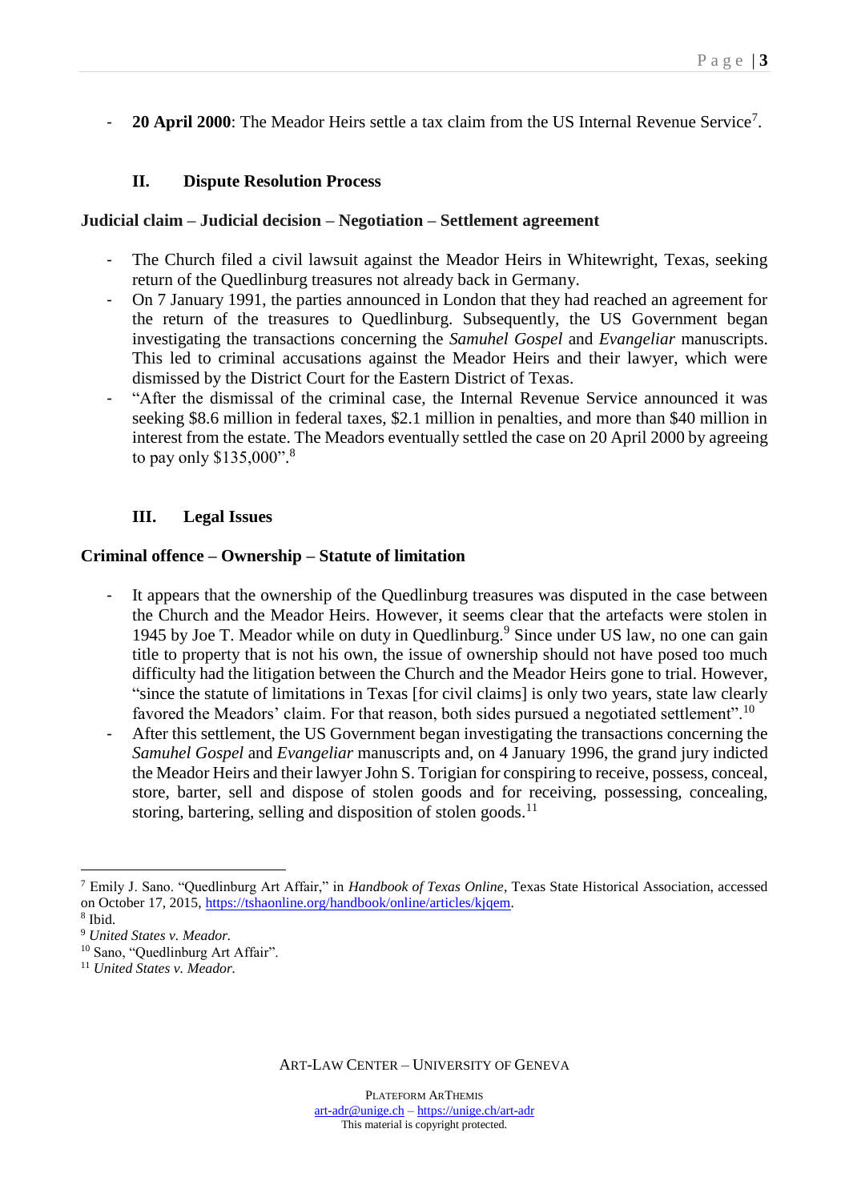- **20 April 2000**: The Meador Heirs settle a tax claim from the US Internal Revenue Service[7].

## II. Dispute Resolution Process

**Judicial claim – Judicial decision – Negotiation – Settlement agreement**

- The Church filed a civil lawsuit against the Meador Heirs in Whitewright, Texas, seeking return of the Quedlinburg treasures not already back in Germany.
- On 7 January 1991, the parties announced in London that they had reached an agreement for the return of the treasures to Quedlinburg. Subsequently, the US Government began investigating the transactions concerning the *Samuhel Gospel* and *Evangeliar* manuscripts. This led to criminal accusations against the Meador Heirs and their lawyer, which were dismissed by the District Court for the Eastern District of Texas.
- "After the dismissal of the criminal case, the Internal Revenue Service announced it was seeking $8.6 million in federal taxes, $2.1 million in penalties, and more than $40 million in interest from the estate. The Meadors eventually settled the case on 20 April 2000 by agreeing to pay only $135,000".[8]

## III. Legal Issues

**Criminal offence – Ownership – Statute of limitation**

- It appears that the ownership of the Quedlinburg treasures was disputed in the case between the Church and the Meador Heirs. However, it seems clear that the artefacts were stolen in 1945 by Joe T. Meador while on duty in Quedlinburg.[9] Since under US law, no one can gain title to property that is not his own, the issue of ownership should not have posed too much difficulty had the litigation between the Church and the Meador Heirs gone to trial. However, "since the statute of limitations in Texas [for civil claims] is only two years, state law clearly favored the Meadors' claim. For that reason, both sides pursued a negotiated settlement".[10]
- After this settlement, the US Government began investigating the transactions concerning the *Samuhel Gospel* and *Evangeliar* manuscripts and, on 4 January 1996, the grand jury indicted the Meador Heirs and their lawyer John S. Torigian for conspiring to receive, possess, conceal, store, barter, sell and dispose of stolen goods and for receiving, possessing, concealing, storing, bartering, selling and disposition of stolen goods.[11]

---

[7] Emily J. Sano. "Quedlinburg Art Affair," in *Handbook of Texas Online*, Texas State Historical Association, accessed on October 17, 2015, https://tshaonline.org/handbook/online/articles/kjqem.

[8] Ibid.

[9] *United States v. Meador.*

[10] Sano, "Quedlinburg Art Affair".

[11] *United States v. Meador.*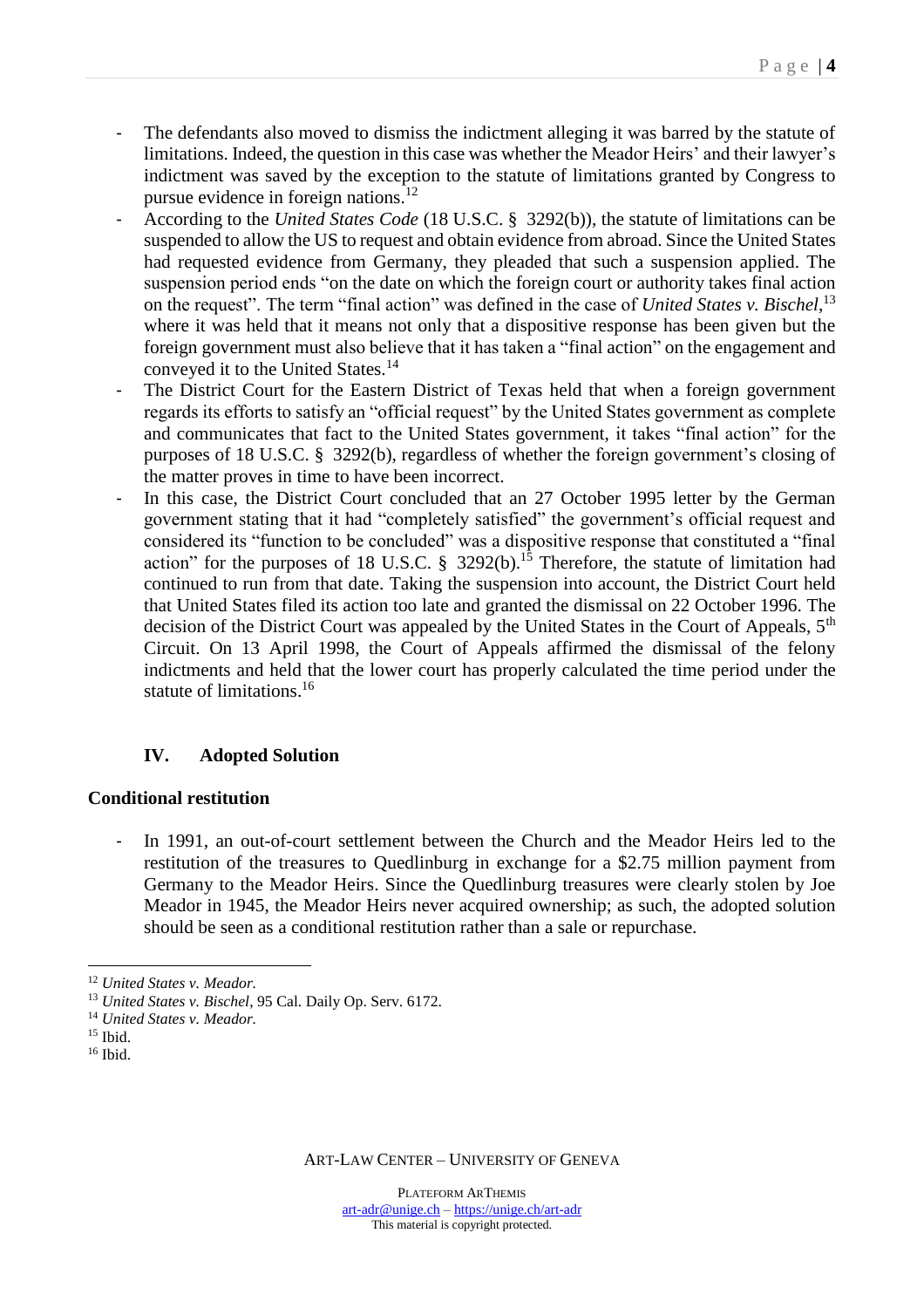- The defendants also moved to dismiss the indictment alleging it was barred by the statute of limitations. Indeed, the question in this case was whether the Meador Heirs' and their lawyer's indictment was saved by the exception to the statute of limitations granted by Congress to pursue evidence in foreign nations.[12]
- According to the *United States Code* (18 U.S.C. § 3292(b)), the statute of limitations can be suspended to allow the US to request and obtain evidence from abroad. Since the United States had requested evidence from Germany, they pleaded that such a suspension applied. The suspension period ends "on the date on which the foreign court or authority takes final action on the request". The term "final action" was defined in the case of *United States v. Bischel*,[13] where it was held that it means not only that a dispositive response has been given but the foreign government must also believe that it has taken a "final action" on the engagement and conveyed it to the United States.[14]
- The District Court for the Eastern District of Texas held that when a foreign government regards its efforts to satisfy an "official request" by the United States government as complete and communicates that fact to the United States government, it takes "final action" for the purposes of 18 U.S.C. § 3292(b), regardless of whether the foreign government's closing of the matter proves in time to have been incorrect.
- In this case, the District Court concluded that an 27 October 1995 letter by the German government stating that it had "completely satisfied" the government's official request and considered its "function to be concluded" was a dispositive response that constituted a "final action" for the purposes of 18 U.S.C. § 3292(b).[15] Therefore, the statute of limitation had continued to run from that date. Taking the suspension into account, the District Court held that United States filed its action too late and granted the dismissal on 22 October 1996. The decision of the District Court was appealed by the United States in the Court of Appeals, 5th Circuit. On 13 April 1998, the Court of Appeals affirmed the dismissal of the felony indictments and held that the lower court has properly calculated the time period under the statute of limitations.[16]

## IV. Adopted Solution

### Conditional restitution

- In 1991, an out-of-court settlement between the Church and the Meador Heirs led to the restitution of the treasures to Quedlinburg in exchange for a $2.75 million payment from Germany to the Meador Heirs. Since the Quedlinburg treasures were clearly stolen by Joe Meador in 1945, the Meador Heirs never acquired ownership; as such, the adopted solution should be seen as a conditional restitution rather than a sale or repurchase.

---

[12] *United States v. Meador.*

[13] *United States v. Bischel*, 95 Cal. Daily Op. Serv. 6172.

[14] *United States v. Meador.*

[15] Ibid.

[16] Ibid.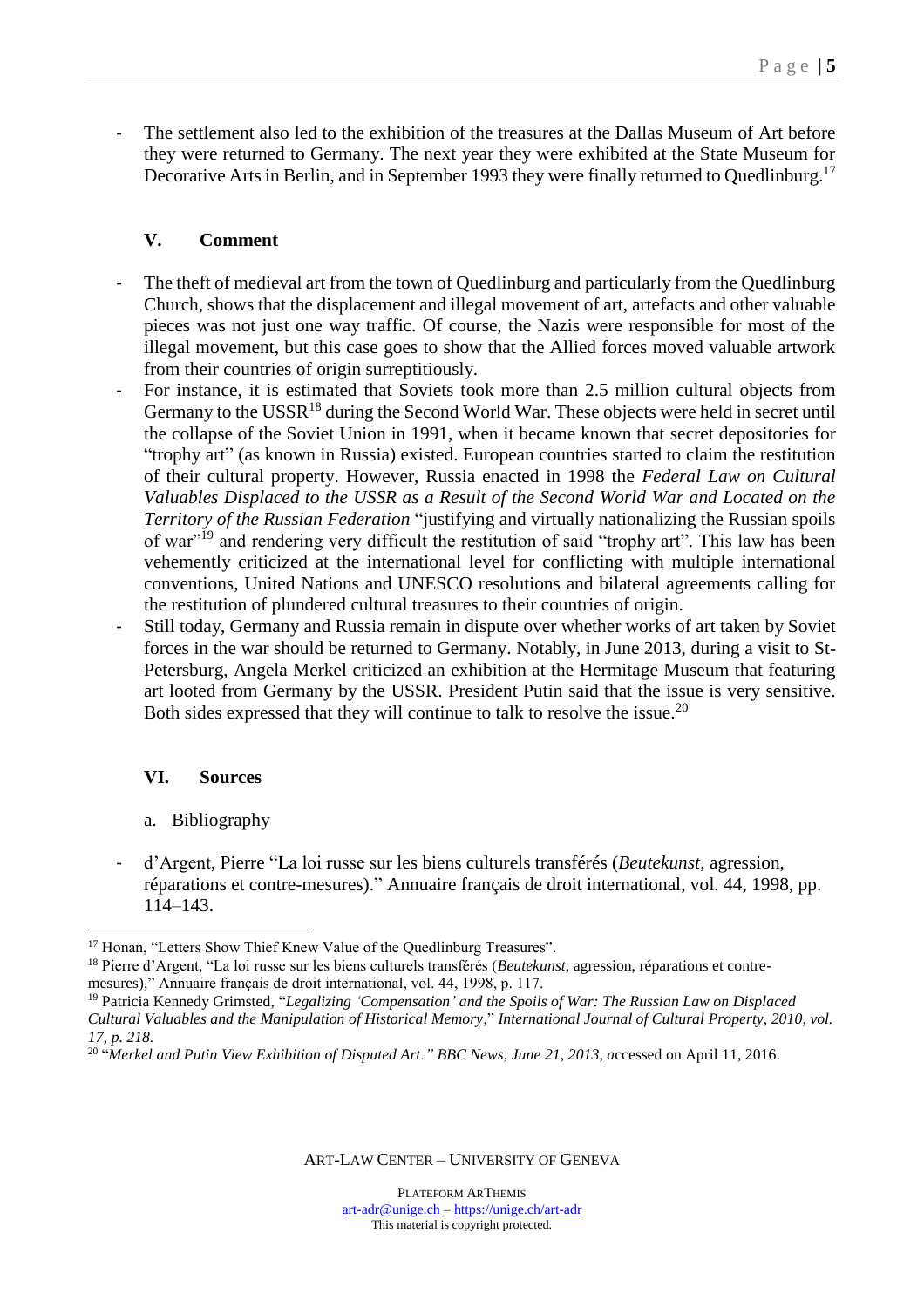- The settlement also led to the exhibition of the treasures at the Dallas Museum of Art before they were returned to Germany. The next year they were exhibited at the State Museum for Decorative Arts in Berlin, and in September 1993 they were finally returned to Quedlinburg.[17]

## V. Comment

- The theft of medieval art from the town of Quedlinburg and particularly from the Quedlinburg Church, shows that the displacement and illegal movement of art, artefacts and other valuable pieces was not just one way traffic. Of course, the Nazis were responsible for most of the illegal movement, but this case goes to show that the Allied forces moved valuable artwork from their countries of origin surreptitiously.
- For instance, it is estimated that Soviets took more than 2.5 million cultural objects from Germany to the USSR[18] during the Second World War. These objects were held in secret until the collapse of the Soviet Union in 1991, when it became known that secret depositories for "trophy art" (as known in Russia) existed. European countries started to claim the restitution of their cultural property. However, Russia enacted in 1998 the *Federal Law on Cultural Valuables Displaced to the USSR as a Result of the Second World War and Located on the Territory of the Russian Federation* "justifying and virtually nationalizing the Russian spoils of war"[19] and rendering very difficult the restitution of said "trophy art". This law has been vehemently criticized at the international level for conflicting with multiple international conventions, United Nations and UNESCO resolutions and bilateral agreements calling for the restitution of plundered cultural treasures to their countries of origin.
- Still today, Germany and Russia remain in dispute over whether works of art taken by Soviet forces in the war should be returned to Germany. Notably, in June 2013, during a visit to St-Petersburg, Angela Merkel criticized an exhibition at the Hermitage Museum that featuring art looted from Germany by the USSR. President Putin said that the issue is very sensitive. Both sides expressed that they will continue to talk to resolve the issue.[20]

## VI. Sources

a. Bibliography

- d'Argent, Pierre "La loi russe sur les biens culturels transférés (*Beutekunst*, agression, réparations et contre-mesures)." Annuaire français de droit international, vol. 44, 1998, pp. 114–143.

---

[17] Honan, "Letters Show Thief Knew Value of the Quedlinburg Treasures".

[18] Pierre d'Argent, "La loi russe sur les biens culturels transférés (*Beutekunst*, agression, réparations et contre-mesures)," Annuaire français de droit international, vol. 44, 1998, p. 117.

[19] Patricia Kennedy Grimsted, "*Legalizing 'Compensation' and the Spoils of War: The Russian Law on Displaced Cultural Valuables and the Manipulation of Historical Memory*," *International Journal of Cultural Property, 2010, vol. 17, p. 218.*

[20] "*Merkel and Putin View Exhibition of Disputed Art." BBC News, June 21, 2013,* accessed on April 11, 2016.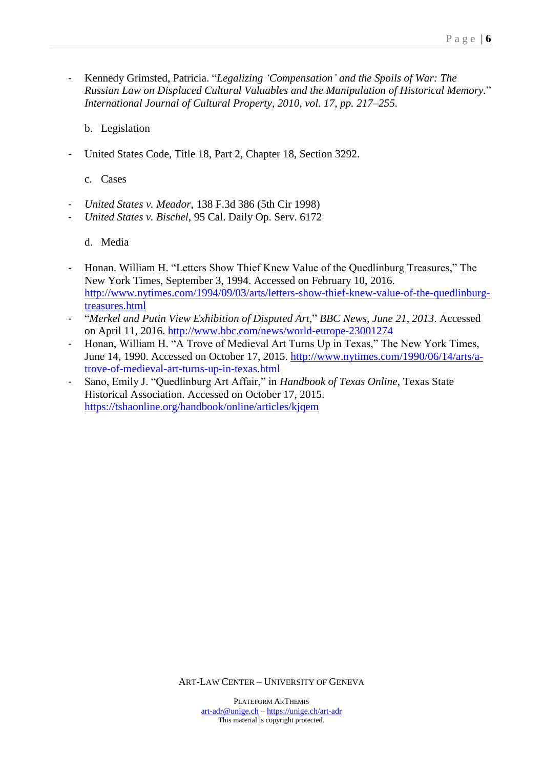- Kennedy Grimsted, Patricia. "*Legalizing 'Compensation' and the Spoils of War: The Russian Law on Displaced Cultural Valuables and the Manipulation of Historical Memory.*" *International Journal of Cultural Property, 2010, vol. 17, pp. 217–255.*

b. Legislation

- United States Code, Title 18, Part 2, Chapter 18, Section 3292.

c. Cases

- *United States v. Meador*, 138 F.3d 386 (5th Cir 1998)
- *United States v. Bischel*, 95 Cal. Daily Op. Serv. 6172

d. Media

- Honan. William H. "Letters Show Thief Knew Value of the Quedlinburg Treasures," The New York Times, September 3, 1994. Accessed on February 10, 2016. http://www.nytimes.com/1994/09/03/arts/letters-show-thief-knew-value-of-the-quedlinburg-treasures.html
- "*Merkel and Putin View Exhibition of Disputed Art*," *BBC News, June 21, 2013*. Accessed on April 11, 2016. http://www.bbc.com/news/world-europe-23001274
- Honan, William H. "A Trove of Medieval Art Turns Up in Texas," The New York Times, June 14, 1990. Accessed on October 17, 2015. http://www.nytimes.com/1990/06/14/arts/a-trove-of-medieval-art-turns-up-in-texas.html
- Sano, Emily J. "Quedlinburg Art Affair," in *Handbook of Texas Online*, Texas State Historical Association. Accessed on October 17, 2015. https://tshaonline.org/handbook/online/articles/kjqem